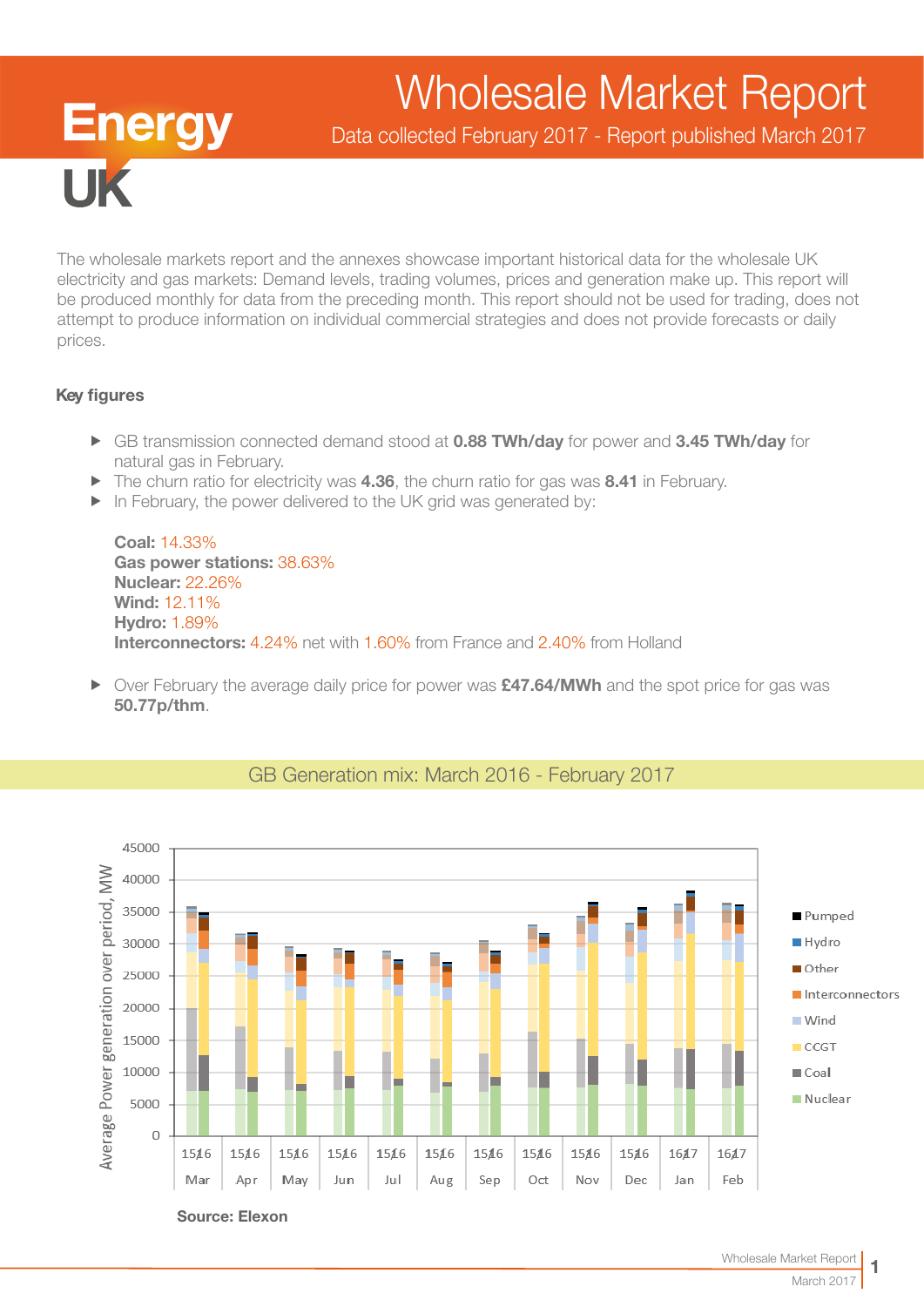# Wholesale Market Report

Data collected February 2017 - Report published March 2017

The wholesale markets report and the annexes showcase important historical data for the wholesale UK electricity and gas markets: Demand levels, trading volumes, prices and generation make up. This report will be produced monthly for data from the preceding month. This report should not be used for trading, does not attempt to produce information on individual commercial strategies and does not provide forecasts or daily prices.

## Key figures

- GB transmission connected demand stood at **0.88 TWh/day** for power and **3.45 TWh/day** for natural gas in February.
- The churn ratio for electricity was **4.36**, the churn ratio for gas was **8.41** in February.
- In February, the power delivered to the UK grid was generated by:

  **Coal:** 14.33%
  **Gas power stations:** 38.63%
  **Nuclear:** 22.26%
  **Wind:** 12.11%
  **Hydro:** 1.89%
  **Interconnectors:** 4.24% net with 1.60% from France and 2.40% from Holland

- Over February the average daily price for power was **£47.64/MWh** and the spot price for gas was **50.77p/thm**.

## GB Generation mix: March 2016 - February 2017

Source: Elexon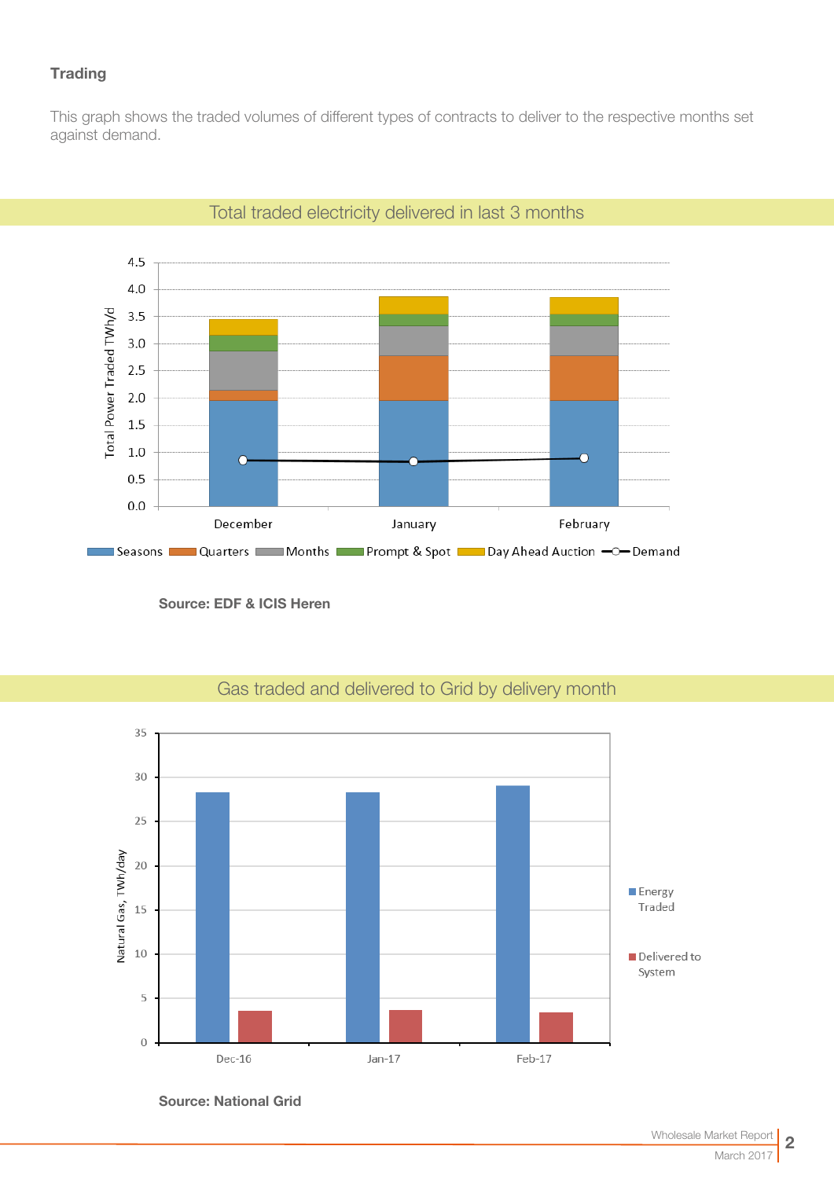### Trading

This graph shows the traded volumes of different types of contracts to deliver to the respective months set against demand.

Total traded electricity delivered in last 3 months

Source: EDF & ICIS Heren

Gas traded and delivered to Grid by delivery month

Source: National Grid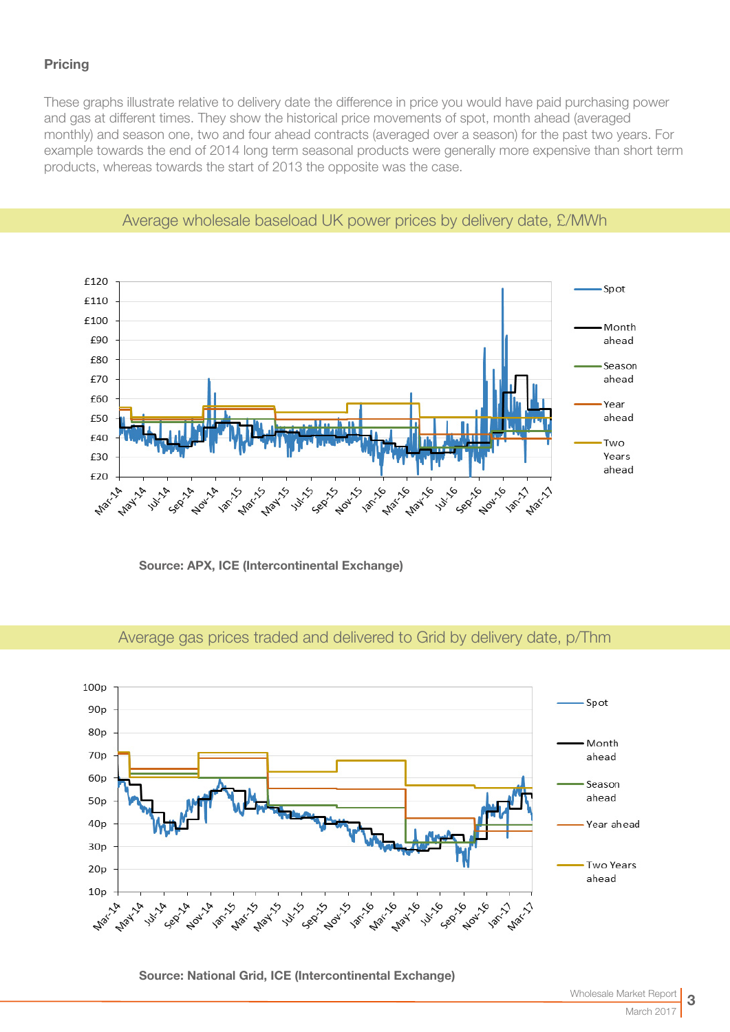### Pricing

These graphs illustrate relative to delivery date the difference in price you would have paid purchasing power and gas at different times. They show the historical price movements of spot, month ahead (averaged monthly) and season one, two and four ahead contracts (averaged over a season) for the past two years. For example towards the end of 2014 long term seasonal products were generally more expensive than short term products, whereas towards the start of 2013 the opposite was the case.

## Average wholesale baseload UK power prices by delivery date, £/MWh

**Source: APX, ICE (Intercontinental Exchange)**

## Average gas prices traded and delivered to Grid by delivery date, p/Thm

**Source: National Grid, ICE (Intercontinental Exchange)**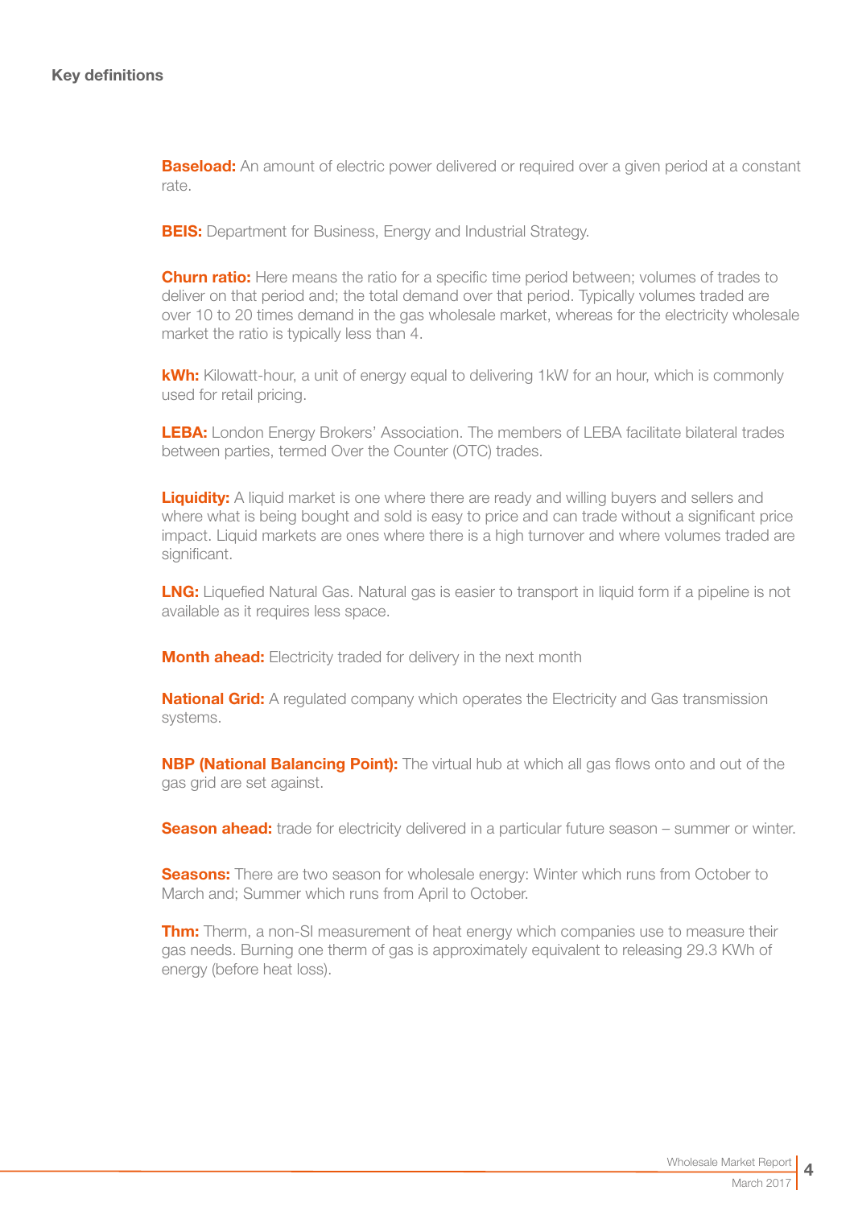## Key definitions

**Baseload:** An amount of electric power delivered or required over a given period at a constant rate.

**BEIS:** Department for Business, Energy and Industrial Strategy.

**Churn ratio:** Here means the ratio for a specific time period between; volumes of trades to deliver on that period and; the total demand over that period. Typically volumes traded are over 10 to 20 times demand in the gas wholesale market, whereas for the electricity wholesale market the ratio is typically less than 4.

**kWh:** Kilowatt-hour, a unit of energy equal to delivering 1kW for an hour, which is commonly used for retail pricing.

**LEBA:** London Energy Brokers' Association. The members of LEBA facilitate bilateral trades between parties, termed Over the Counter (OTC) trades.

**Liquidity:** A liquid market is one where there are ready and willing buyers and sellers and where what is being bought and sold is easy to price and can trade without a significant price impact. Liquid markets are ones where there is a high turnover and where volumes traded are significant.

**LNG:** Liquefied Natural Gas. Natural gas is easier to transport in liquid form if a pipeline is not available as it requires less space.

**Month ahead:** Electricity traded for delivery in the next month

**National Grid:** A regulated company which operates the Electricity and Gas transmission systems.

**NBP (National Balancing Point):** The virtual hub at which all gas flows onto and out of the gas grid are set against.

**Season ahead:** trade for electricity delivered in a particular future season – summer or winter.

**Seasons:** There are two season for wholesale energy: Winter which runs from October to March and; Summer which runs from April to October.

**Thm:** Therm, a non-SI measurement of heat energy which companies use to measure their gas needs. Burning one therm of gas is approximately equivalent to releasing 29.3 KWh of energy (before heat loss).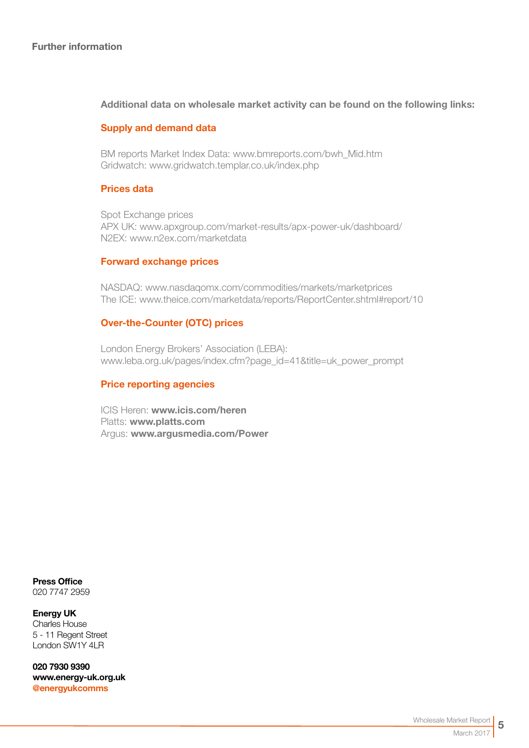## Further information

**Additional data on wholesale market activity can be found on the following links:**

### Supply and demand data

BM reports Market Index Data: www.bmreports.com/bwh_Mid.htm
Gridwatch: www.gridwatch.templar.co.uk/index.php

### Prices data

Spot Exchange prices
APX UK: www.apxgroup.com/market-results/apx-power-uk/dashboard/
N2EX: www.n2ex.com/marketdata

### Forward exchange prices

NASDAQ: www.nasdaqomx.com/commodities/markets/marketprices
The ICE: www.theice.com/marketdata/reports/ReportCenter.shtml#report/10

### Over-the-Counter (OTC) prices

London Energy Brokers' Association (LEBA):
www.leba.org.uk/pages/index.cfm?page_id=41&title=uk_power_prompt

### Price reporting agencies

ICIS Heren: **www.icis.com/heren**
Platts: **www.platts.com**
Argus: **www.argusmedia.com/Power**

**Press Office**
020 7747 2959

**Energy UK**
Charles House
5 - 11 Regent Street
London SW1Y 4LR

**020 7930 9390**
**www.energy-uk.org.uk**
**@energyukcomms**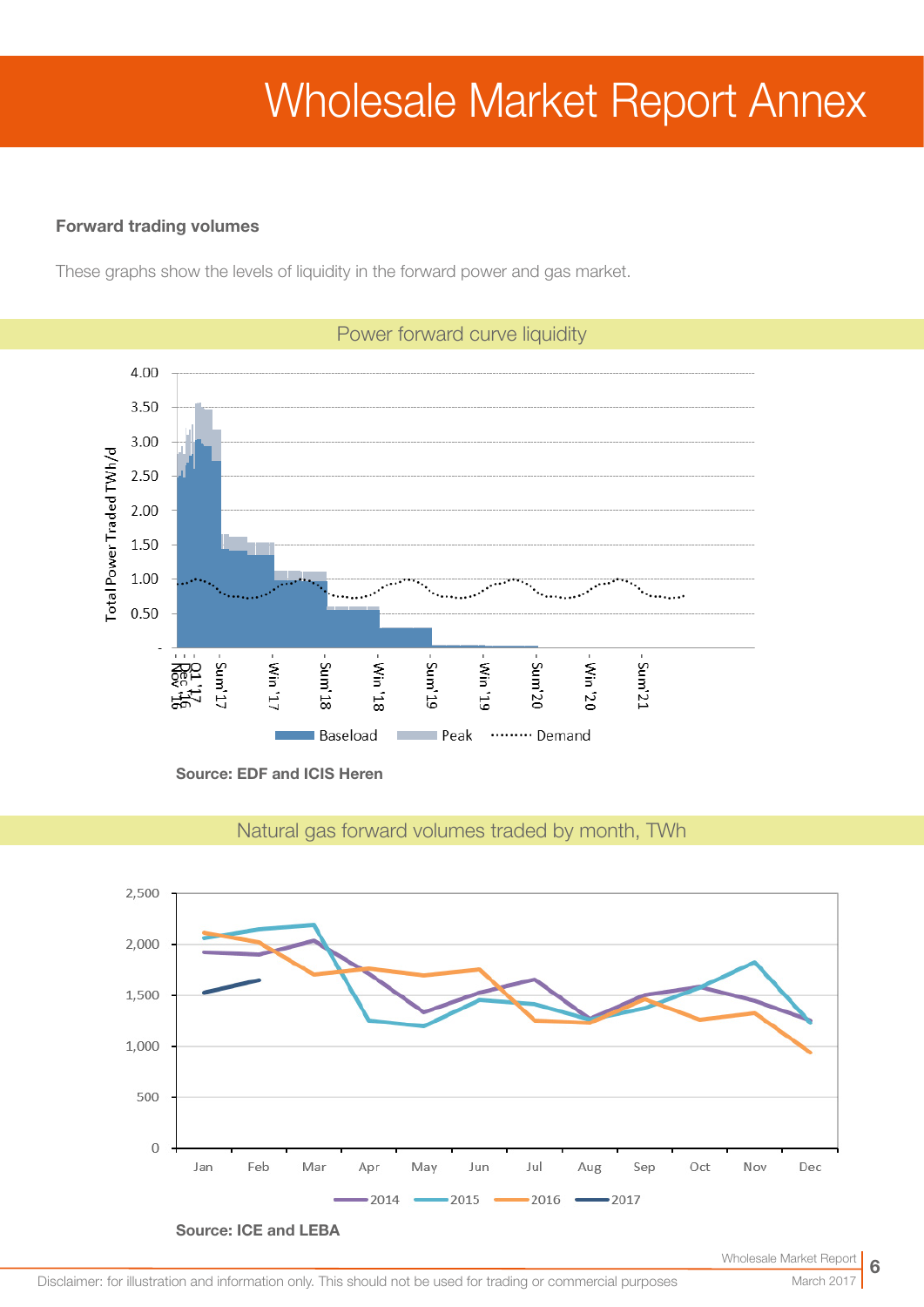# Wholesale Market Report Annex

**Forward trading volumes**

These graphs show the levels of liquidity in the forward power and gas market.

## Power forward curve liquidity

Source: EDF and ICIS Heren

## Natural gas forward volumes traded by month, TWh

Source: ICE and LEBA

Disclaimer: for illustration and information only. This should not be used for trading or commercial purposes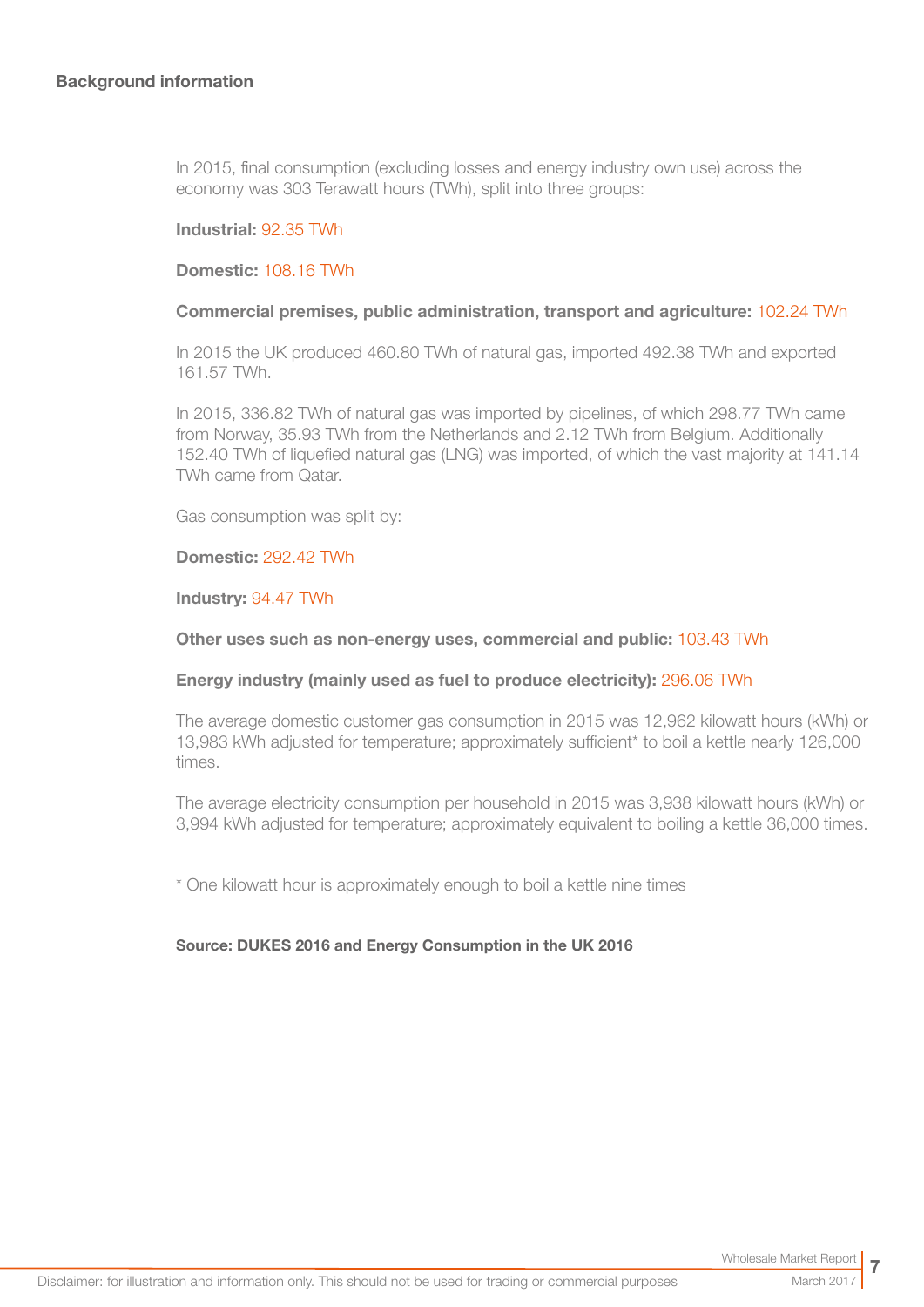**Background information**

In 2015, final consumption (excluding losses and energy industry own use) across the economy was 303 Terawatt hours (TWh), split into three groups:

**Industrial:** 92.35 TWh

**Domestic:** 108.16 TWh

**Commercial premises, public administration, transport and agriculture:** 102.24 TWh

In 2015 the UK produced 460.80 TWh of natural gas, imported 492.38 TWh and exported 161.57 TWh.

In 2015, 336.82 TWh of natural gas was imported by pipelines, of which 298.77 TWh came from Norway, 35.93 TWh from the Netherlands and 2.12 TWh from Belgium. Additionally 152.40 TWh of liquefied natural gas (LNG) was imported, of which the vast majority at 141.14 TWh came from Qatar.

Gas consumption was split by:

**Domestic:** 292.42 TWh

**Industry:** 94.47 TWh

**Other uses such as non-energy uses, commercial and public:** 103.43 TWh

**Energy industry (mainly used as fuel to produce electricity):** 296.06 TWh

The average domestic customer gas consumption in 2015 was 12,962 kilowatt hours (kWh) or 13,983 kWh adjusted for temperature; approximately sufficient* to boil a kettle nearly 126,000 times.

The average electricity consumption per household in 2015 was 3,938 kilowatt hours (kWh) or 3,994 kWh adjusted for temperature; approximately equivalent to boiling a kettle 36,000 times.

* One kilowatt hour is approximately enough to boil a kettle nine times

**Source: DUKES 2016 and Energy Consumption in the UK 2016**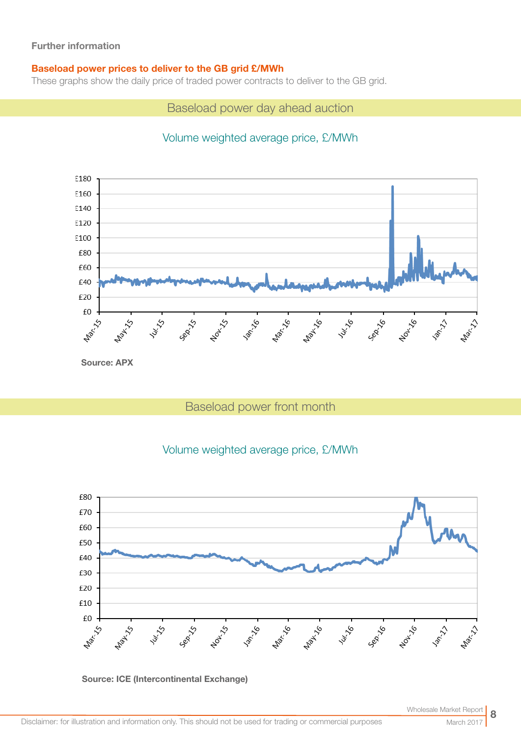**Further information**

## Baseload power prices to deliver to the GB grid £/MWh

These graphs show the daily price of traded power contracts to deliver to the GB grid.

### Baseload power day ahead auction

Volume weighted average price, £/MWh

**Source: APX**

### Baseload power front month

Volume weighted average price, £/MWh

**Source: ICE (Intercontinental Exchange)**

Disclaimer: for illustration and information only. This should not be used for trading or commercial purposes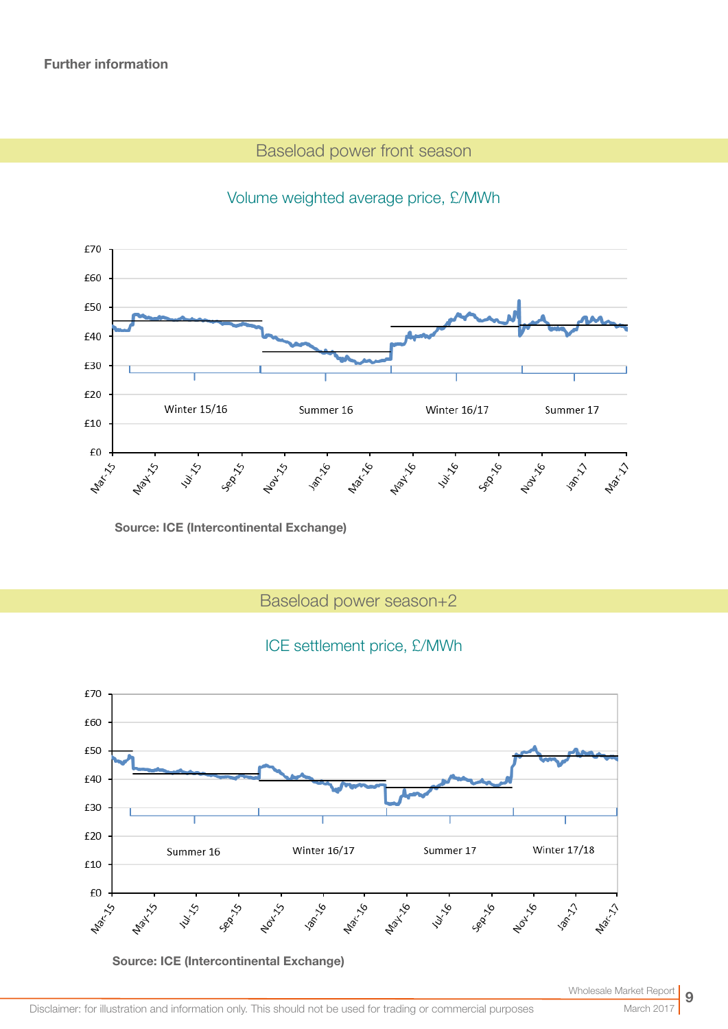**Further information**

## Baseload power front season

### Volume weighted average price, £/MWh

Source: ICE (Intercontinental Exchange)

## Baseload power season+2

### ICE settlement price, £/MWh

Source: ICE (Intercontinental Exchange)

Disclaimer: for illustration and information only. This should not be used for trading or commercial purposes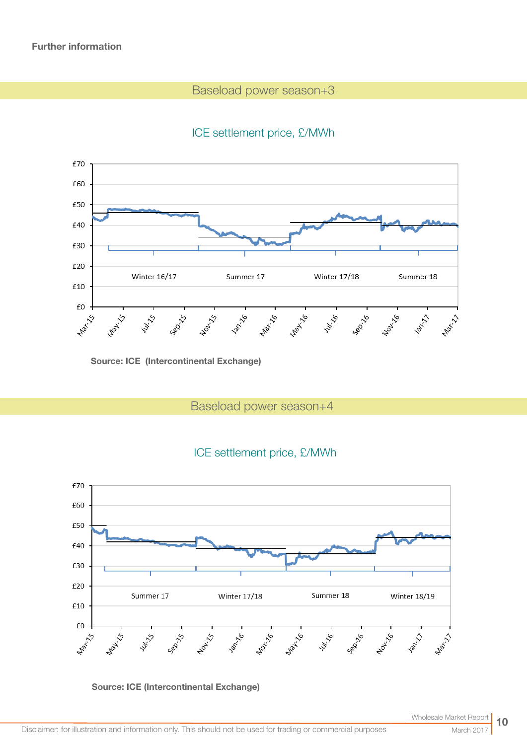**Further information**

## Baseload power season+3

ICE settlement price, £/MWh

Source: ICE (Intercontinental Exchange)

## Baseload power season+4

ICE settlement price, £/MWh

Source: ICE (Intercontinental Exchange)

Disclaimer: for illustration and information only. This should not be used for trading or commercial purposes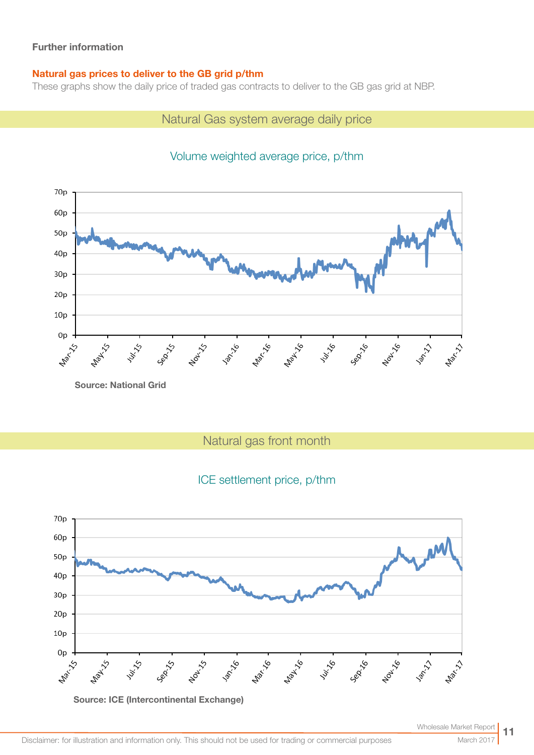**Further information**

**Natural gas prices to deliver to the GB grid p/thm**

These graphs show the daily price of traded gas contracts to deliver to the GB gas grid at NBP.

## Natural Gas system average daily price

Volume weighted average price, p/thm

**Source: National Grid**

## Natural gas front month

ICE settlement price, p/thm

**Source: ICE (Intercontinental Exchange)**

Disclaimer: for illustration and information only. This should not be used for trading or commercial purposes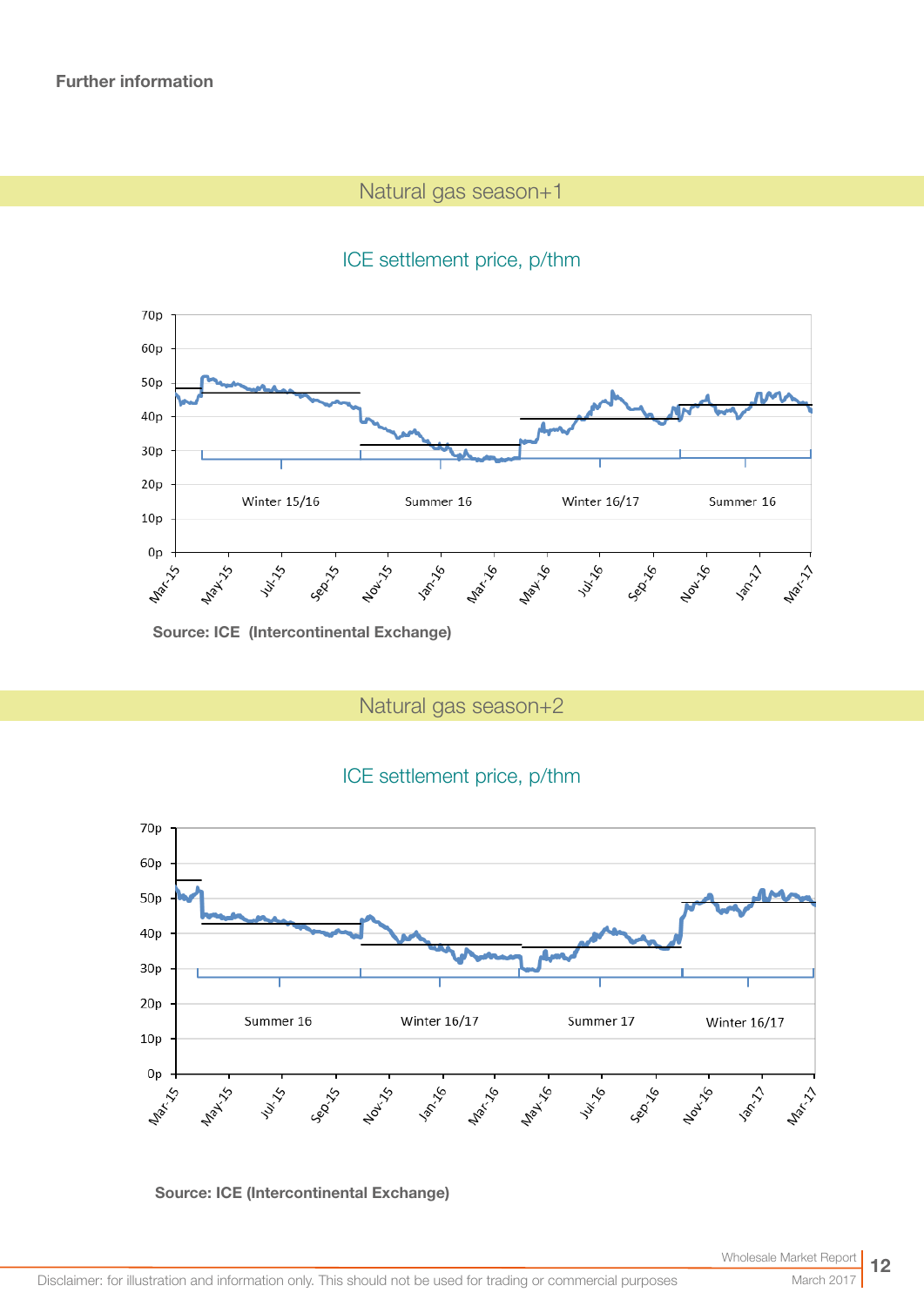**Further information**

## Natural gas season+1

ICE settlement price, p/thm

Source: ICE (Intercontinental Exchange)

## Natural gas season+2

ICE settlement price, p/thm

Source: ICE (Intercontinental Exchange)

Disclaimer: for illustration and information only. This should not be used for trading or commercial purposes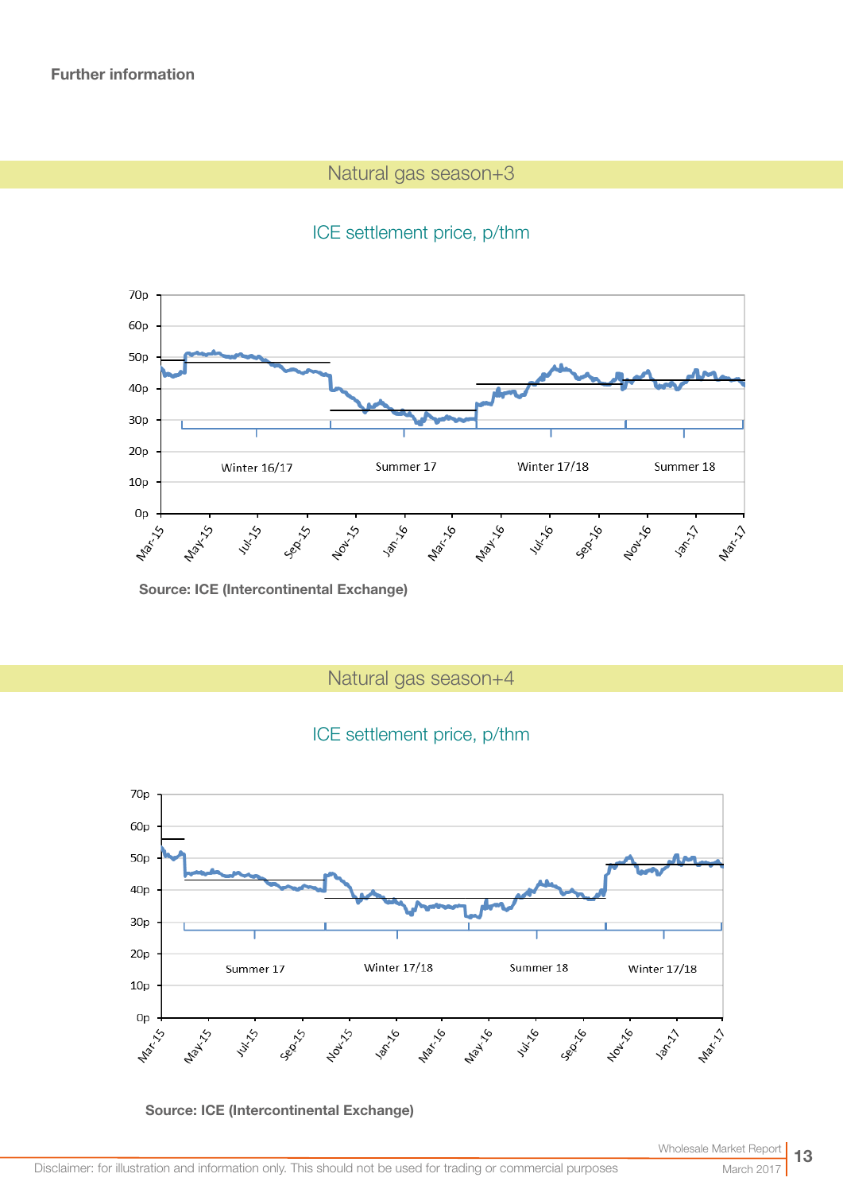**Further information**

## Natural gas season+3

ICE settlement price, p/thm

70p
60p
50p
40p
30p
20p
10p
0p

Winter 16/17
Summer 17
Winter 17/18
Summer 18

Mar-15
May-15
Jul-15
Sep-15
Nov-15
Jan-16
Mar-16
May-16
Jul-16
Sep-16
Nov-16
Jan-17
Mar-17

**Source: ICE (Intercontinental Exchange)**

## Natural gas season+4

ICE settlement price, p/thm

70p
60p
50p
40p
30p
20p
10p
0p

Summer 17
Winter 17/18
Summer 18
Winter 17/18

Mar-15
May-15
Jul-15
Sep-15
Nov-15
Jan-16
Mar-16
May-16
Jul-16
Sep-16
Nov-16
Jan-17
Mar-17

**Source: ICE (Intercontinental Exchange)**

Disclaimer: for illustration and information only. This should not be used for trading or commercial purposes